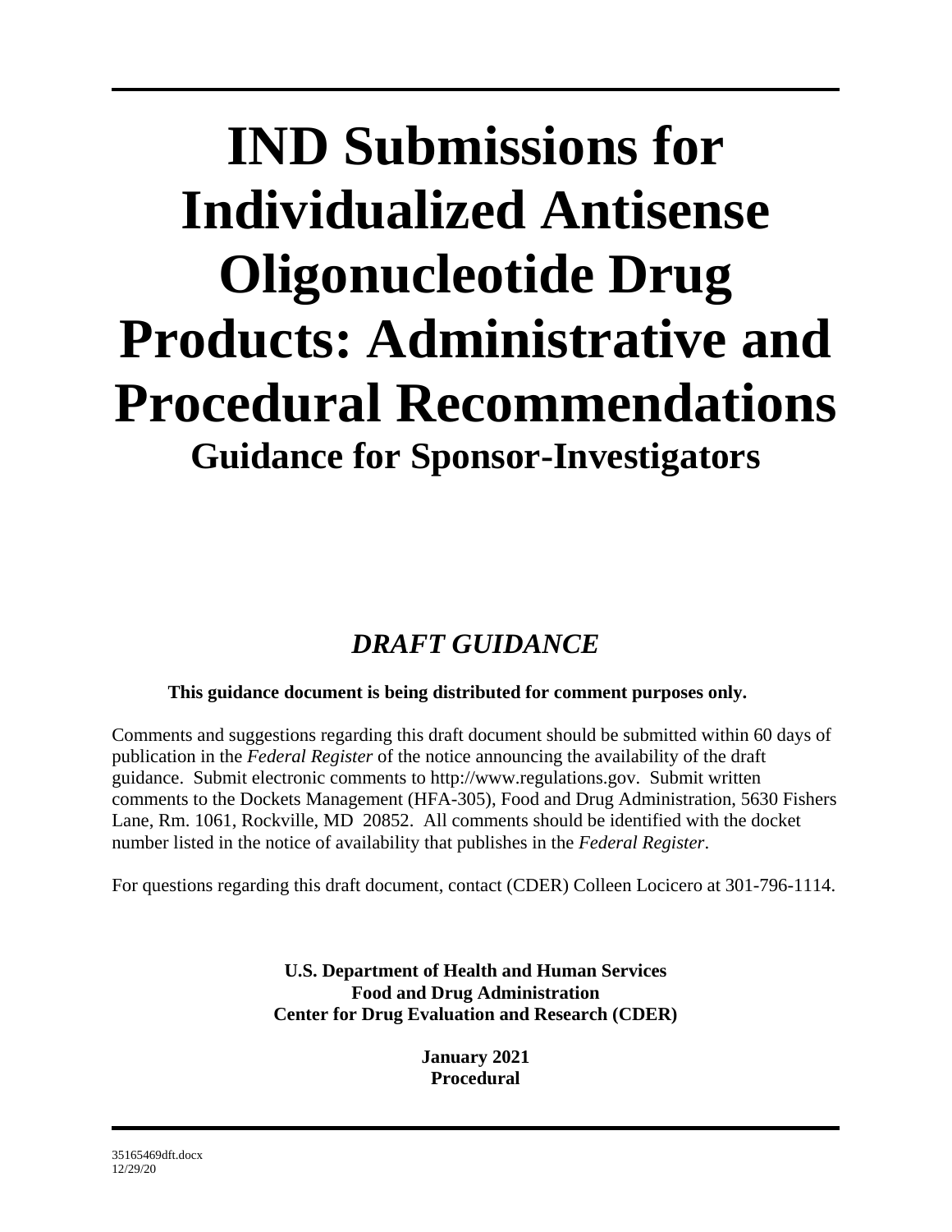# IND Submissions for Individualized Antisense Oligonucleotide Drug Products: Administrative and Procedural Recommendations

## Guidance for Sponsor-Investigators

### *DRAFT GUIDANCE*

**This guidance document is being distributed for comment purposes only.**

Comments and suggestions regarding this draft document should be submitted within 60 days of publication in the *Federal Register* of the notice announcing the availability of the draft guidance. Submit electronic comments to http://www.regulations.gov. Submit written comments to the Dockets Management (HFA-305), Food and Drug Administration, 5630 Fishers Lane, Rm. 1061, Rockville, MD 20852. All comments should be identified with the docket number listed in the notice of availability that publishes in the *Federal Register*.

For questions regarding this draft document, contact (CDER) Colleen Locicero at 301-796-1114.

**U.S. Department of Health and Human Services**
**Food and Drug Administration**
**Center for Drug Evaluation and Research (CDER)**

**January 2021**
**Procedural**

35165469dft.docx
12/29/20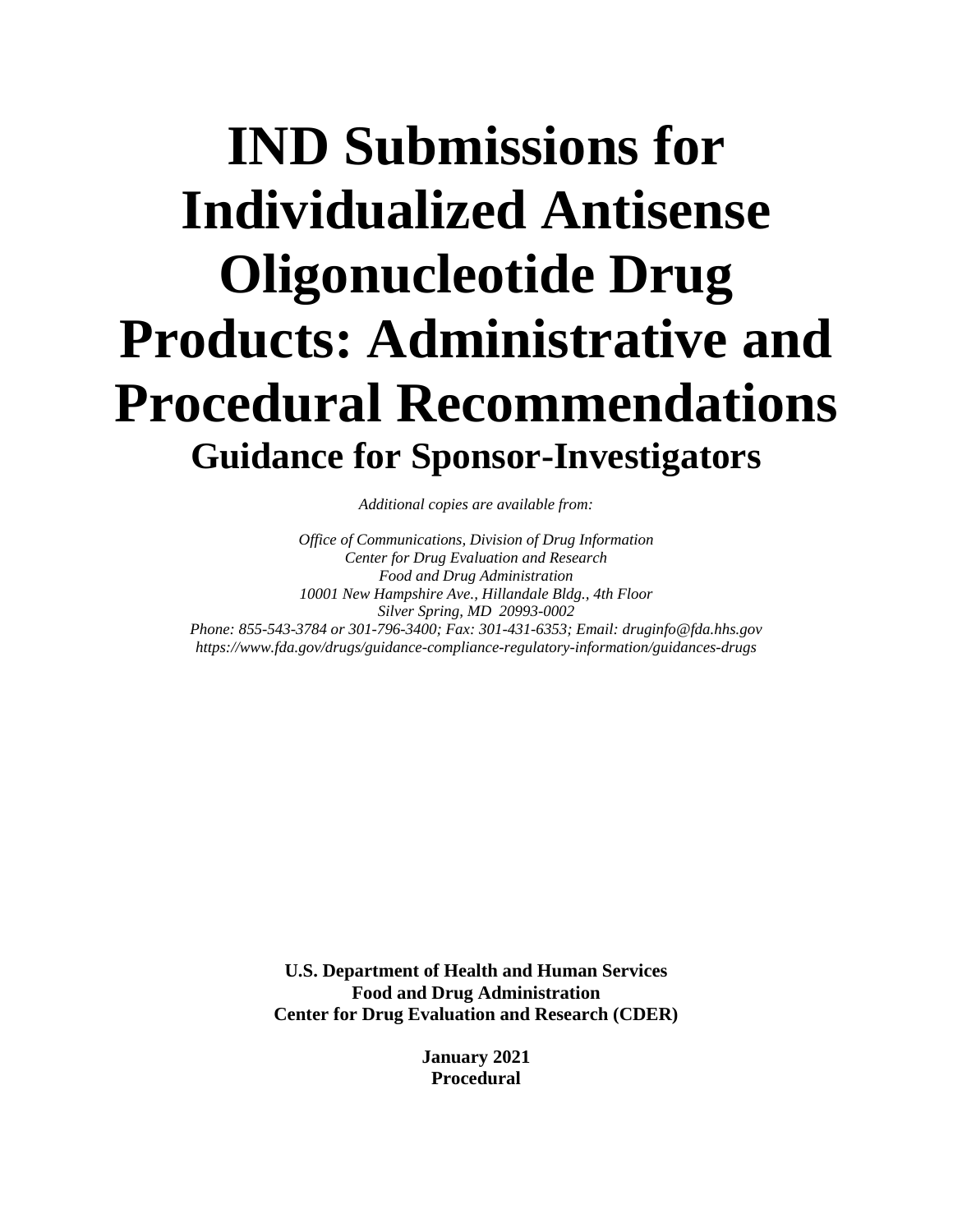# IND Submissions for Individualized Antisense Oligonucleotide Drug Products: Administrative and Procedural Recommendations

## Guidance for Sponsor-Investigators

*Additional copies are available from:*

*Office of Communications, Division of Drug Information*
*Center for Drug Evaluation and Research*
*Food and Drug Administration*
*10001 New Hampshire Ave., Hillandale Bldg., 4th Floor*
*Silver Spring, MD 20993-0002*
*Phone: 855-543-3784 or 301-796-3400; Fax: 301-431-6353; Email: druginfo@fda.hhs.gov*
*https://www.fda.gov/drugs/guidance-compliance-regulatory-information/guidances-drugs*

**U.S. Department of Health and Human Services**
**Food and Drug Administration**
**Center for Drug Evaluation and Research (CDER)**

**January 2021**
**Procedural**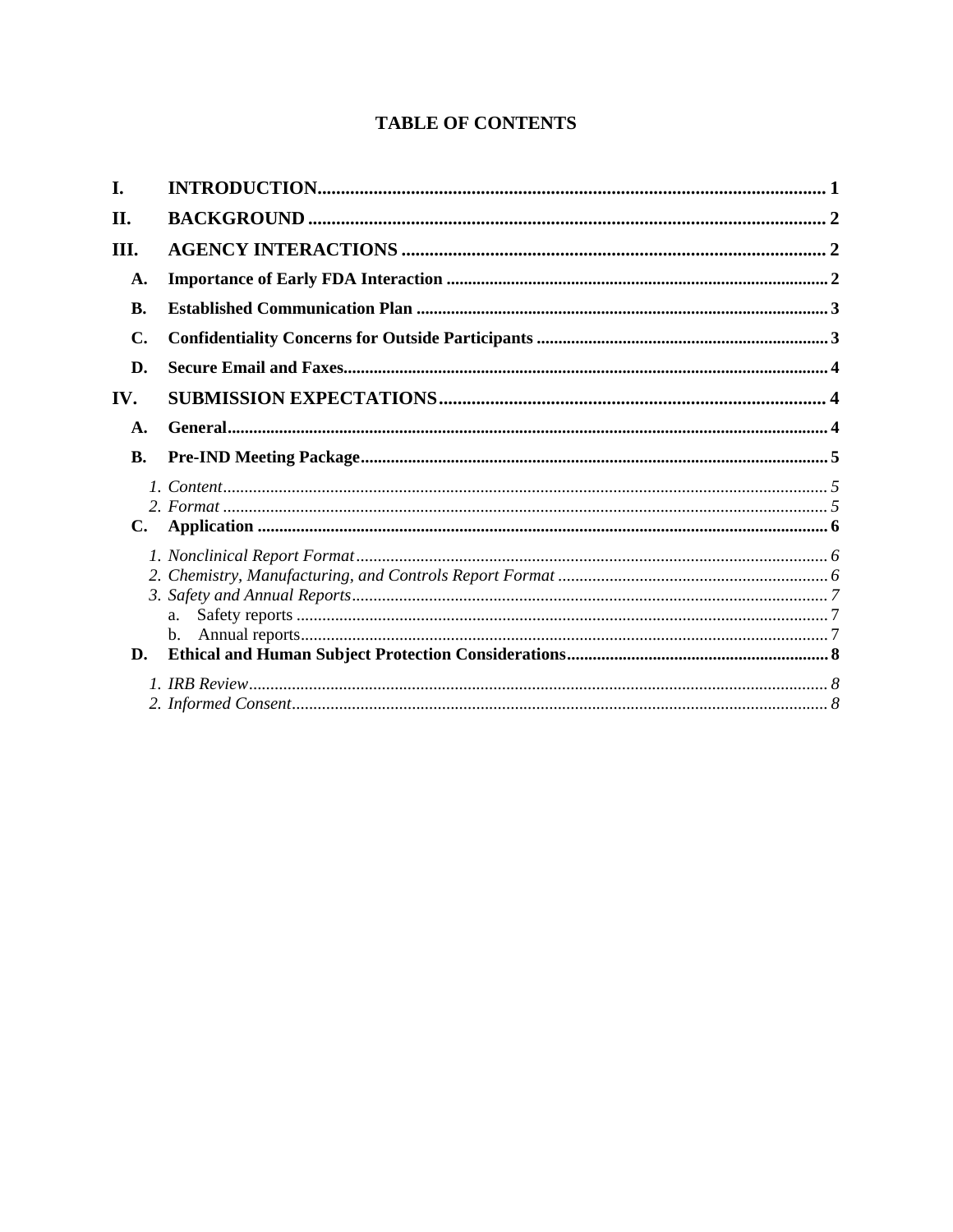# TABLE OF CONTENTS

**I. INTRODUCTION** .......... **1**

**II. BACKGROUND** .......... **2**

**III. AGENCY INTERACTIONS** .......... **2**

- **A. Importance of Early FDA Interaction** .......... **2**
- **B. Established Communication Plan** .......... **3**
- **C. Confidentiality Concerns for Outside Participants** .......... **3**
- **D. Secure Email and Faxes** .......... **4**

**IV. SUBMISSION EXPECTATIONS** .......... **4**

- **A. General** .......... **4**
- **B. Pre-IND Meeting Package** .......... **5**
  1. *Content* .......... *5*
  2. *Format* .......... *5*
- **C. Application** .......... **6**
  1. *Nonclinical Report Format* .......... *6*
  2. *Chemistry, Manufacturing, and Controls Report Format* .......... *6*
  3. *Safety and Annual Reports* .......... *7*
     - a. Safety reports .......... 7
     - b. Annual reports .......... 7
- **D. Ethical and Human Subject Protection Considerations** .......... **8**
  1. *IRB Review* .......... *8*
  2. *Informed Consent* .......... *8*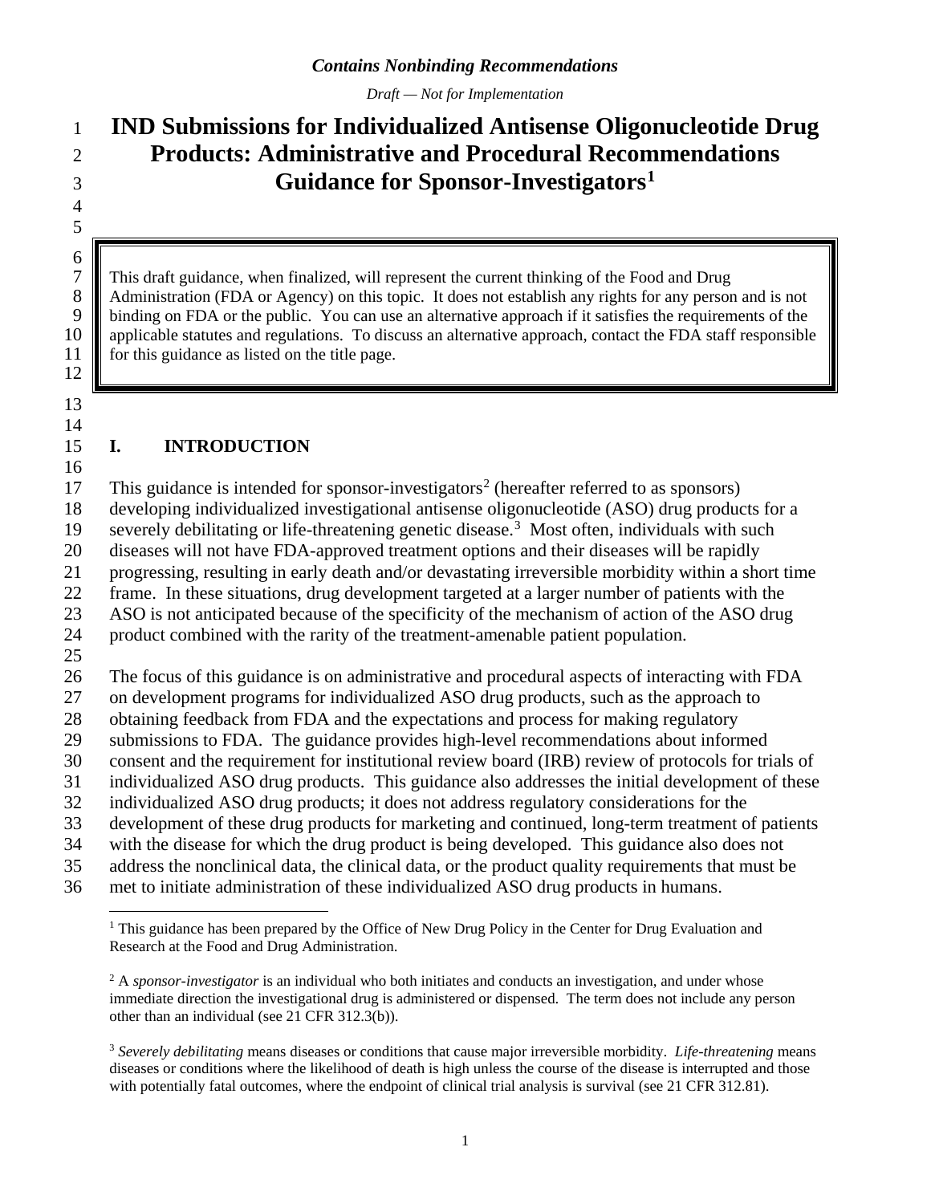*Contains Nonbinding Recommendations*

*Draft — Not for Implementation*

# IND Submissions for Individualized Antisense Oligonucleotide Drug Products: Administrative and Procedural Recommendations Guidance for Sponsor-Investigators[1]

This draft guidance, when finalized, will represent the current thinking of the Food and Drug Administration (FDA or Agency) on this topic. It does not establish any rights for any person and is not binding on FDA or the public. You can use an alternative approach if it satisfies the requirements of the applicable statutes and regulations. To discuss an alternative approach, contact the FDA staff responsible for this guidance as listed on the title page.

## I. INTRODUCTION

This guidance is intended for sponsor-investigators[2] (hereafter referred to as sponsors) developing individualized investigational antisense oligonucleotide (ASO) drug products for a severely debilitating or life-threatening genetic disease.[3] Most often, individuals with such diseases will not have FDA-approved treatment options and their diseases will be rapidly progressing, resulting in early death and/or devastating irreversible morbidity within a short time frame. In these situations, drug development targeted at a larger number of patients with the ASO is not anticipated because of the specificity of the mechanism of action of the ASO drug product combined with the rarity of the treatment-amenable patient population.

The focus of this guidance is on administrative and procedural aspects of interacting with FDA on development programs for individualized ASO drug products, such as the approach to obtaining feedback from FDA and the expectations and process for making regulatory submissions to FDA. The guidance provides high-level recommendations about informed consent and the requirement for institutional review board (IRB) review of protocols for trials of individualized ASO drug products. This guidance also addresses the initial development of these individualized ASO drug products; it does not address regulatory considerations for the development of these drug products for marketing and continued, long-term treatment of patients with the disease for which the drug product is being developed. This guidance also does not address the nonclinical data, the clinical data, or the product quality requirements that must be met to initiate administration of these individualized ASO drug products in humans.

---

[1] This guidance has been prepared by the Office of New Drug Policy in the Center for Drug Evaluation and Research at the Food and Drug Administration.

[2] A *sponsor-investigator* is an individual who both initiates and conducts an investigation, and under whose immediate direction the investigational drug is administered or dispensed. The term does not include any person other than an individual (see 21 CFR 312.3(b)).

[3] *Severely debilitating* means diseases or conditions that cause major irreversible morbidity. *Life-threatening* means diseases or conditions where the likelihood of death is high unless the course of the disease is interrupted and those with potentially fatal outcomes, where the endpoint of clinical trial analysis is survival (see 21 CFR 312.81).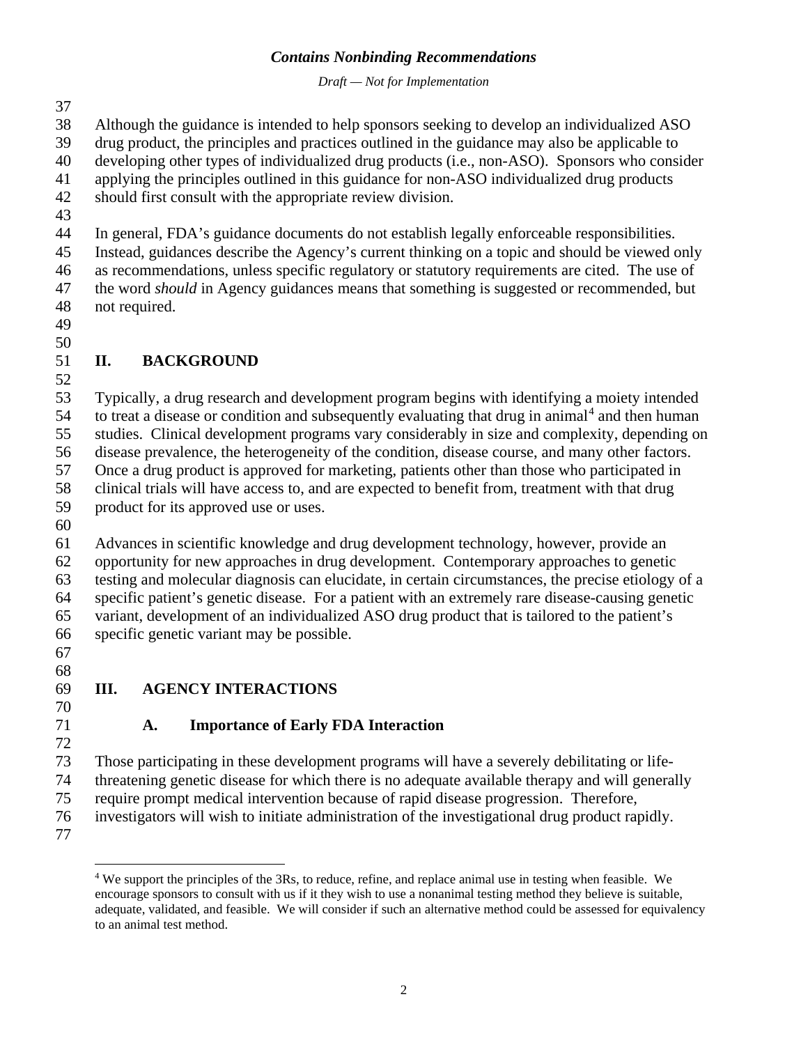Although the guidance is intended to help sponsors seeking to develop an individualized ASO drug product, the principles and practices outlined in the guidance may also be applicable to developing other types of individualized drug products (i.e., non-ASO). Sponsors who consider applying the principles outlined in this guidance for non-ASO individualized drug products should first consult with the appropriate review division.

In general, FDA's guidance documents do not establish legally enforceable responsibilities. Instead, guidances describe the Agency's current thinking on a topic and should be viewed only as recommendations, unless specific regulatory or statutory requirements are cited. The use of the word *should* in Agency guidances means that something is suggested or recommended, but not required.

## II. BACKGROUND

Typically, a drug research and development program begins with identifying a moiety intended to treat a disease or condition and subsequently evaluating that drug in animal[4] and then human studies. Clinical development programs vary considerably in size and complexity, depending on disease prevalence, the heterogeneity of the condition, disease course, and many other factors. Once a drug product is approved for marketing, patients other than those who participated in clinical trials will have access to, and are expected to benefit from, treatment with that drug product for its approved use or uses.

Advances in scientific knowledge and drug development technology, however, provide an opportunity for new approaches in drug development. Contemporary approaches to genetic testing and molecular diagnosis can elucidate, in certain circumstances, the precise etiology of a specific patient's genetic disease. For a patient with an extremely rare disease-causing genetic variant, development of an individualized ASO drug product that is tailored to the patient's specific genetic variant may be possible.

## III. AGENCY INTERACTIONS

### A. Importance of Early FDA Interaction

Those participating in these development programs will have a severely debilitating or life-threatening genetic disease for which there is no adequate available therapy and will generally require prompt medical intervention because of rapid disease progression. Therefore, investigators will wish to initiate administration of the investigational drug product rapidly.

---

[4] We support the principles of the 3Rs, to reduce, refine, and replace animal use in testing when feasible. We encourage sponsors to consult with us if it they wish to use a nonanimal testing method they believe is suitable, adequate, validated, and feasible. We will consider if such an alternative method could be assessed for equivalency to an animal test method.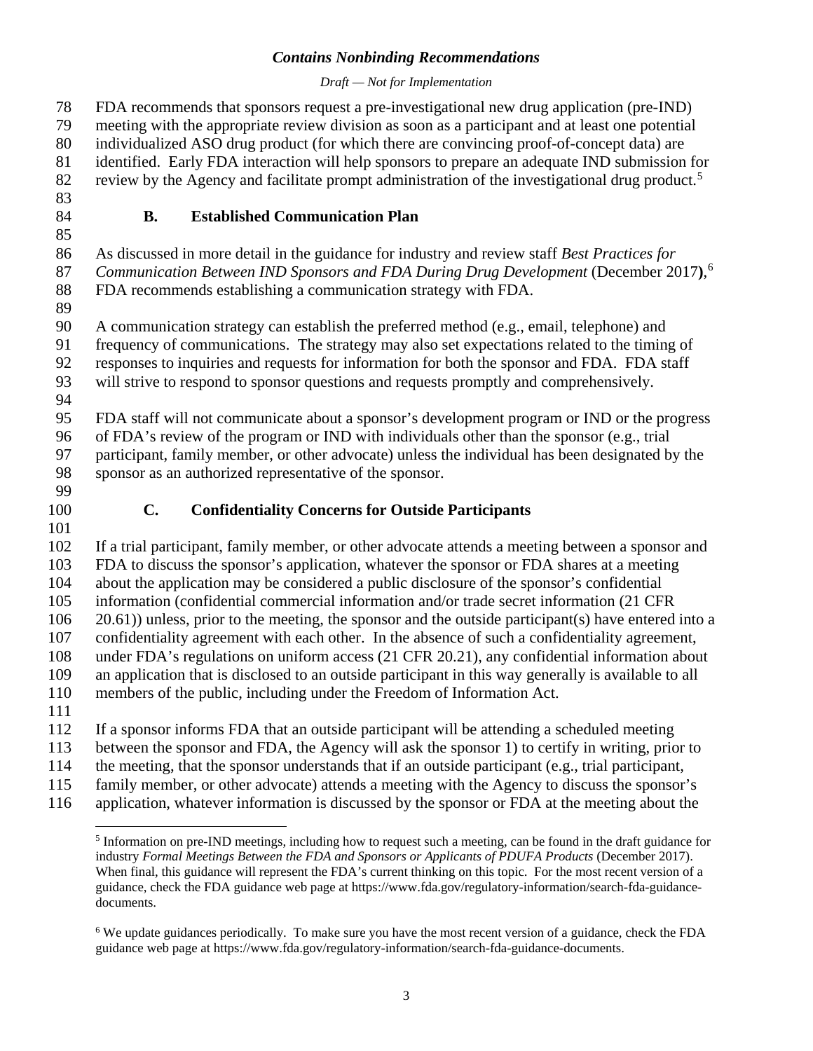FDA recommends that sponsors request a pre-investigational new drug application (pre-IND) meeting with the appropriate review division as soon as a participant and at least one potential individualized ASO drug product (for which there are convincing proof-of-concept data) are identified. Early FDA interaction will help sponsors to prepare an adequate IND submission for review by the Agency and facilitate prompt administration of the investigational drug product.[5]

## B. Established Communication Plan

As discussed in more detail in the guidance for industry and review staff *Best Practices for Communication Between IND Sponsors and FDA During Drug Development* (December 2017**)**,[6] FDA recommends establishing a communication strategy with FDA.

A communication strategy can establish the preferred method (e.g., email, telephone) and frequency of communications. The strategy may also set expectations related to the timing of responses to inquiries and requests for information for both the sponsor and FDA. FDA staff will strive to respond to sponsor questions and requests promptly and comprehensively.

FDA staff will not communicate about a sponsor's development program or IND or the progress of FDA's review of the program or IND with individuals other than the sponsor (e.g., trial participant, family member, or other advocate) unless the individual has been designated by the sponsor as an authorized representative of the sponsor.

## C. Confidentiality Concerns for Outside Participants

If a trial participant, family member, or other advocate attends a meeting between a sponsor and FDA to discuss the sponsor's application, whatever the sponsor or FDA shares at a meeting about the application may be considered a public disclosure of the sponsor's confidential information (confidential commercial information and/or trade secret information (21 CFR 20.61)) unless, prior to the meeting, the sponsor and the outside participant(s) have entered into a confidentiality agreement with each other. In the absence of such a confidentiality agreement, under FDA's regulations on uniform access (21 CFR 20.21), any confidential information about an application that is disclosed to an outside participant in this way generally is available to all members of the public, including under the Freedom of Information Act.

If a sponsor informs FDA that an outside participant will be attending a scheduled meeting between the sponsor and FDA, the Agency will ask the sponsor 1) to certify in writing, prior to the meeting, that the sponsor understands that if an outside participant (e.g., trial participant, family member, or other advocate) attends a meeting with the Agency to discuss the sponsor's application, whatever information is discussed by the sponsor or FDA at the meeting about the

---

[5] Information on pre-IND meetings, including how to request such a meeting, can be found in the draft guidance for industry *Formal Meetings Between the FDA and Sponsors or Applicants of PDUFA Products* (December 2017). When final, this guidance will represent the FDA's current thinking on this topic. For the most recent version of a guidance, check the FDA guidance web page at https://www.fda.gov/regulatory-information/search-fda-guidance-documents.

[6] We update guidances periodically. To make sure you have the most recent version of a guidance, check the FDA guidance web page at https://www.fda.gov/regulatory-information/search-fda-guidance-documents.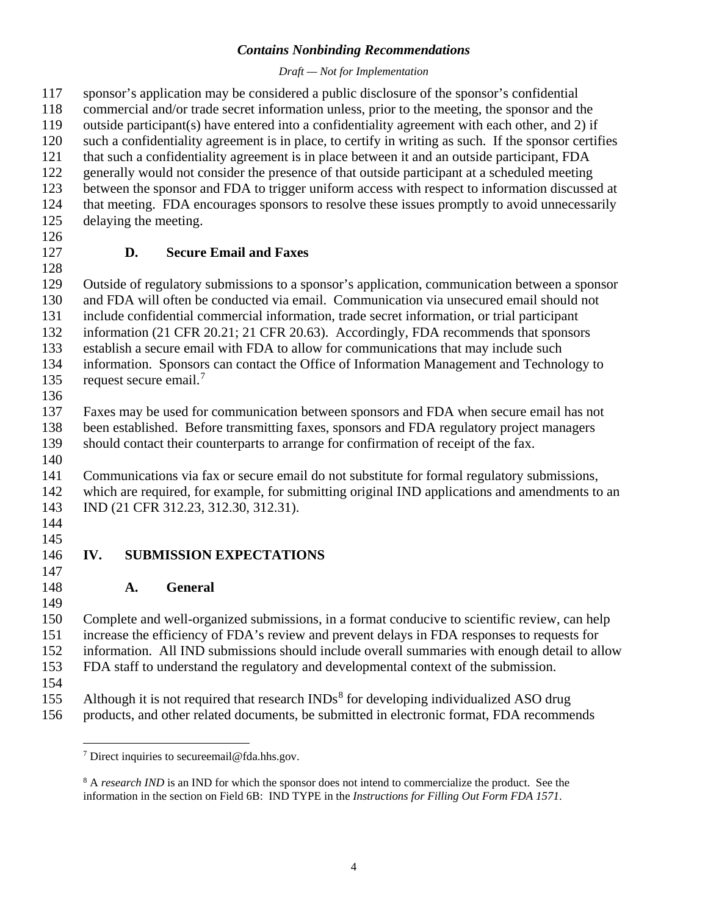sponsor's application may be considered a public disclosure of the sponsor's confidential commercial and/or trade secret information unless, prior to the meeting, the sponsor and the outside participant(s) have entered into a confidentiality agreement with each other, and 2) if such a confidentiality agreement is in place, to certify in writing as such. If the sponsor certifies that such a confidentiality agreement is in place between it and an outside participant, FDA generally would not consider the presence of that outside participant at a scheduled meeting between the sponsor and FDA to trigger uniform access with respect to information discussed at that meeting. FDA encourages sponsors to resolve these issues promptly to avoid unnecessarily delaying the meeting.

### D. Secure Email and Faxes

Outside of regulatory submissions to a sponsor's application, communication between a sponsor and FDA will often be conducted via email. Communication via unsecured email should not include confidential commercial information, trade secret information, or trial participant information (21 CFR 20.21; 21 CFR 20.63). Accordingly, FDA recommends that sponsors establish a secure email with FDA to allow for communications that may include such information. Sponsors can contact the Office of Information Management and Technology to request secure email.[7]

Faxes may be used for communication between sponsors and FDA when secure email has not been established. Before transmitting faxes, sponsors and FDA regulatory project managers should contact their counterparts to arrange for confirmation of receipt of the fax.

Communications via fax or secure email do not substitute for formal regulatory submissions, which are required, for example, for submitting original IND applications and amendments to an IND (21 CFR 312.23, 312.30, 312.31).

## IV. SUBMISSION EXPECTATIONS

### A. General

Complete and well-organized submissions, in a format conducive to scientific review, can help increase the efficiency of FDA's review and prevent delays in FDA responses to requests for information. All IND submissions should include overall summaries with enough detail to allow FDA staff to understand the regulatory and developmental context of the submission.

Although it is not required that research INDs[8] for developing individualized ASO drug products, and other related documents, be submitted in electronic format, FDA recommends

---

[7] Direct inquiries to secureemail@fda.hhs.gov.

[8] A *research IND* is an IND for which the sponsor does not intend to commercialize the product. See the information in the section on Field 6B: IND TYPE in the *Instructions for Filling Out Form FDA 1571*.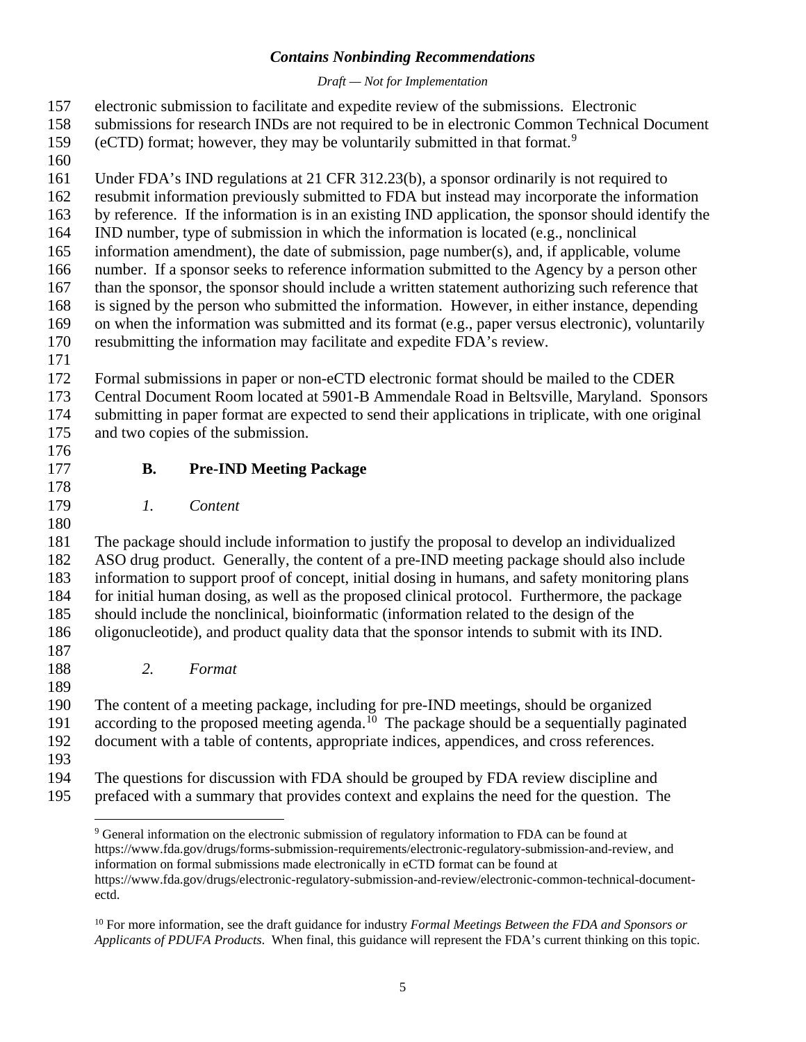electronic submission to facilitate and expedite review of the submissions. Electronic submissions for research INDs are not required to be in electronic Common Technical Document (eCTD) format; however, they may be voluntarily submitted in that format.[9]

Under FDA's IND regulations at 21 CFR 312.23(b), a sponsor ordinarily is not required to resubmit information previously submitted to FDA but instead may incorporate the information by reference. If the information is in an existing IND application, the sponsor should identify the IND number, type of submission in which the information is located (e.g., nonclinical information amendment), the date of submission, page number(s), and, if applicable, volume number. If a sponsor seeks to reference information submitted to the Agency by a person other than the sponsor, the sponsor should include a written statement authorizing such reference that is signed by the person who submitted the information. However, in either instance, depending on when the information was submitted and its format (e.g., paper versus electronic), voluntarily resubmitting the information may facilitate and expedite FDA's review.

Formal submissions in paper or non-eCTD electronic format should be mailed to the CDER Central Document Room located at 5901-B Ammendale Road in Beltsville, Maryland. Sponsors submitting in paper format are expected to send their applications in triplicate, with one original and two copies of the submission.

### B. Pre-IND Meeting Package

#### *1. Content*

The package should include information to justify the proposal to develop an individualized ASO drug product. Generally, the content of a pre-IND meeting package should also include information to support proof of concept, initial dosing in humans, and safety monitoring plans for initial human dosing, as well as the proposed clinical protocol. Furthermore, the package should include the nonclinical, bioinformatic (information related to the design of the oligonucleotide), and product quality data that the sponsor intends to submit with its IND.

#### *2. Format*

The content of a meeting package, including for pre-IND meetings, should be organized according to the proposed meeting agenda.[10] The package should be a sequentially paginated document with a table of contents, appropriate indices, appendices, and cross references.

The questions for discussion with FDA should be grouped by FDA review discipline and prefaced with a summary that provides context and explains the need for the question. The

---

[9] General information on the electronic submission of regulatory information to FDA can be found at https://www.fda.gov/drugs/forms-submission-requirements/electronic-regulatory-submission-and-review, and information on formal submissions made electronically in eCTD format can be found at https://www.fda.gov/drugs/electronic-regulatory-submission-and-review/electronic-common-technical-document-ectd.

[10] For more information, see the draft guidance for industry *Formal Meetings Between the FDA and Sponsors or Applicants of PDUFA Products*. When final, this guidance will represent the FDA's current thinking on this topic.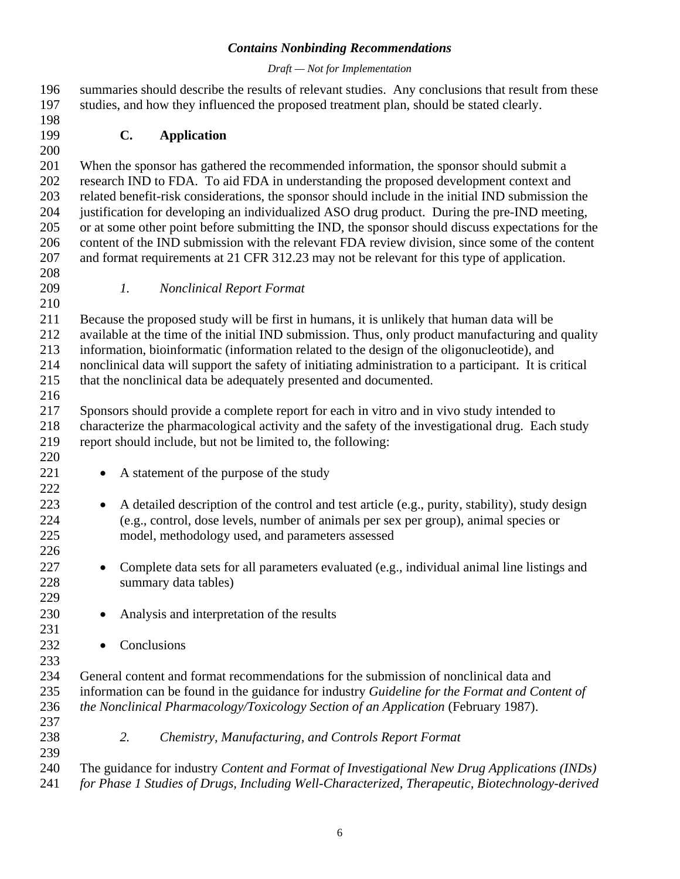summaries should describe the results of relevant studies. Any conclusions that result from these studies, and how they influenced the proposed treatment plan, should be stated clearly.

### C. Application

When the sponsor has gathered the recommended information, the sponsor should submit a research IND to FDA. To aid FDA in understanding the proposed development context and related benefit-risk considerations, the sponsor should include in the initial IND submission the justification for developing an individualized ASO drug product. During the pre-IND meeting, or at some other point before submitting the IND, the sponsor should discuss expectations for the content of the IND submission with the relevant FDA review division, since some of the content and format requirements at 21 CFR 312.23 may not be relevant for this type of application.

#### *1. Nonclinical Report Format*

Because the proposed study will be first in humans, it is unlikely that human data will be available at the time of the initial IND submission. Thus, only product manufacturing and quality information, bioinformatic (information related to the design of the oligonucleotide), and nonclinical data will support the safety of initiating administration to a participant. It is critical that the nonclinical data be adequately presented and documented.

Sponsors should provide a complete report for each in vitro and in vivo study intended to characterize the pharmacological activity and the safety of the investigational drug. Each study report should include, but not be limited to, the following:

- A statement of the purpose of the study
- A detailed description of the control and test article (e.g., purity, stability), study design (e.g., control, dose levels, number of animals per sex per group), animal species or model, methodology used, and parameters assessed
- Complete data sets for all parameters evaluated (e.g., individual animal line listings and summary data tables)
- Analysis and interpretation of the results
- Conclusions

General content and format recommendations for the submission of nonclinical data and information can be found in the guidance for industry *Guideline for the Format and Content of the Nonclinical Pharmacology/Toxicology Section of an Application* (February 1987).

#### *2. Chemistry, Manufacturing, and Controls Report Format*

The guidance for industry *Content and Format of Investigational New Drug Applications (INDs) for Phase 1 Studies of Drugs, Including Well-Characterized, Therapeutic, Biotechnology-derived*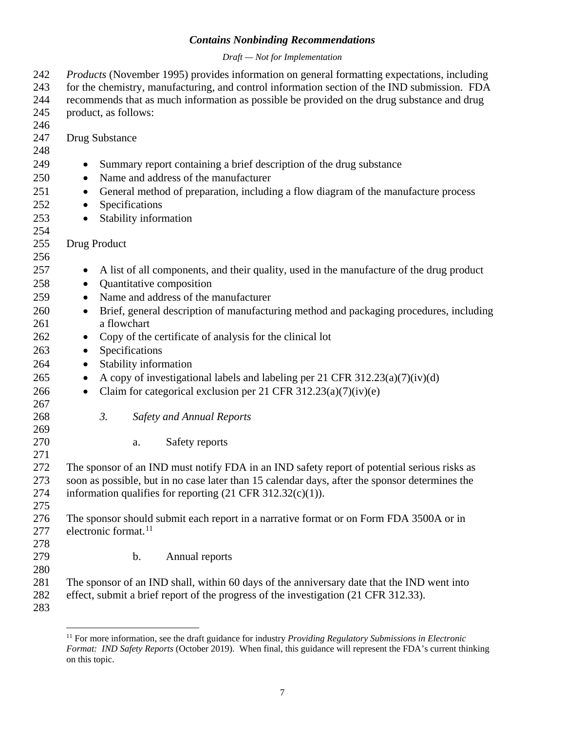*Products* (November 1995) provides information on general formatting expectations, including for the chemistry, manufacturing, and control information section of the IND submission. FDA recommends that as much information as possible be provided on the drug substance and drug product, as follows:

Drug Substance

- Summary report containing a brief description of the drug substance
- Name and address of the manufacturer
- General method of preparation, including a flow diagram of the manufacture process
- Specifications
- Stability information

Drug Product

- A list of all components, and their quality, used in the manufacture of the drug product
- Quantitative composition
- Name and address of the manufacturer
- Brief, general description of manufacturing method and packaging procedures, including a flowchart
- Copy of the certificate of analysis for the clinical lot
- Specifications
- Stability information
- A copy of investigational labels and labeling per 21 CFR 312.23(a)(7)(iv)(d)
- Claim for categorical exclusion per 21 CFR 312.23(a)(7)(iv)(e)

### *3. Safety and Annual Reports*

#### a. Safety reports

The sponsor of an IND must notify FDA in an IND safety report of potential serious risks as soon as possible, but in no case later than 15 calendar days, after the sponsor determines the information qualifies for reporting (21 CFR 312.32(c)(1)).

The sponsor should submit each report in a narrative format or on Form FDA 3500A or in electronic format.[11]

#### b. Annual reports

The sponsor of an IND shall, within 60 days of the anniversary date that the IND went into effect, submit a brief report of the progress of the investigation (21 CFR 312.33).

---

[11] For more information, see the draft guidance for industry *Providing Regulatory Submissions in Electronic Format: IND Safety Reports* (October 2019). When final, this guidance will represent the FDA's current thinking on this topic.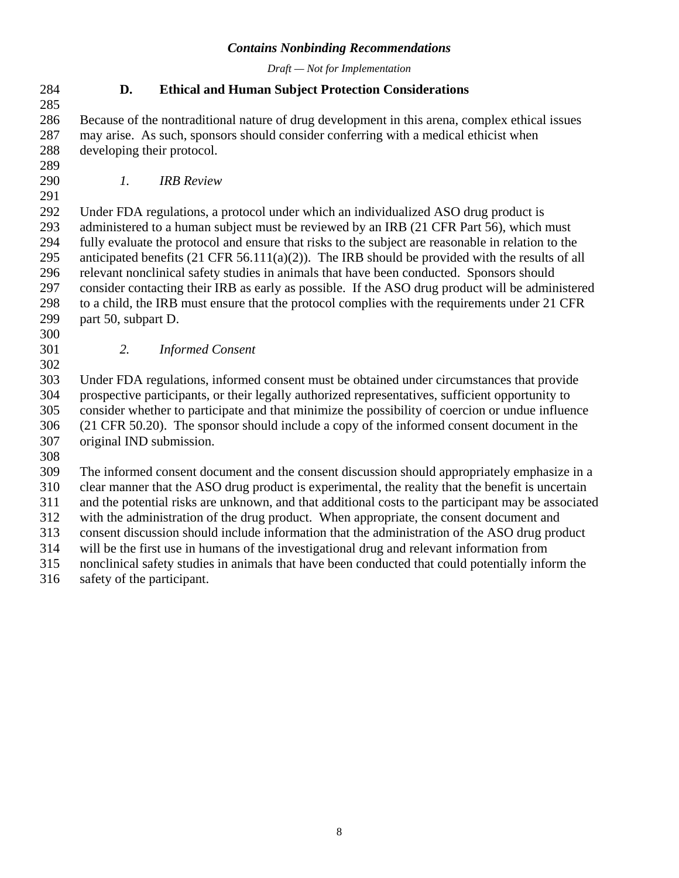### D. Ethical and Human Subject Protection Considerations

Because of the nontraditional nature of drug development in this arena, complex ethical issues may arise. As such, sponsors should consider conferring with a medical ethicist when developing their protocol.

#### *1. IRB Review*

Under FDA regulations, a protocol under which an individualized ASO drug product is administered to a human subject must be reviewed by an IRB (21 CFR Part 56), which must fully evaluate the protocol and ensure that risks to the subject are reasonable in relation to the anticipated benefits (21 CFR 56.111(a)(2)). The IRB should be provided with the results of all relevant nonclinical safety studies in animals that have been conducted. Sponsors should consider contacting their IRB as early as possible. If the ASO drug product will be administered to a child, the IRB must ensure that the protocol complies with the requirements under 21 CFR part 50, subpart D.

#### *2. Informed Consent*

Under FDA regulations, informed consent must be obtained under circumstances that provide prospective participants, or their legally authorized representatives, sufficient opportunity to consider whether to participate and that minimize the possibility of coercion or undue influence (21 CFR 50.20). The sponsor should include a copy of the informed consent document in the original IND submission.

The informed consent document and the consent discussion should appropriately emphasize in a clear manner that the ASO drug product is experimental, the reality that the benefit is uncertain and the potential risks are unknown, and that additional costs to the participant may be associated with the administration of the drug product. When appropriate, the consent document and consent discussion should include information that the administration of the ASO drug product will be the first use in humans of the investigational drug and relevant information from nonclinical safety studies in animals that have been conducted that could potentially inform the safety of the participant.